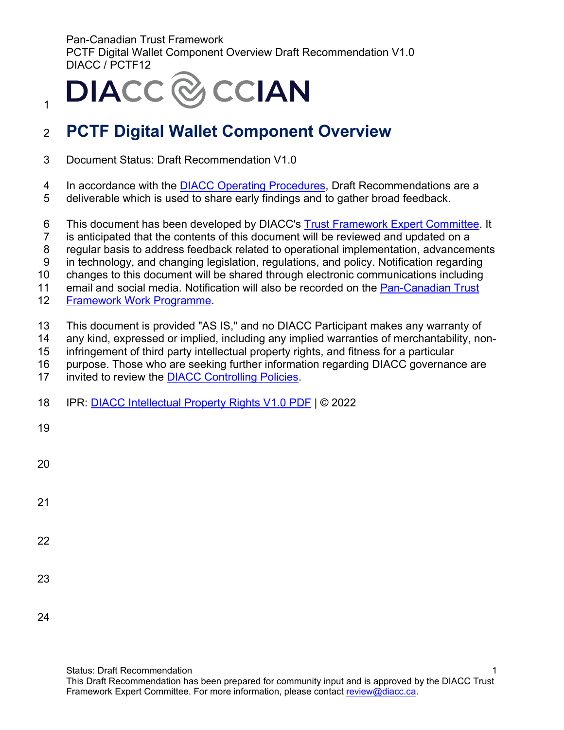# PCTF Digital Wallet Component Overview

Document Status: Draft Recommendation V1.0

In accordance with the DIACC Operating Procedures, Draft Recommendations are a deliverable which is used to share early findings and to gather broad feedback.

This document has been developed by DIACC's Trust Framework Expert Committee. It is anticipated that the contents of this document will be reviewed and updated on a regular basis to address feedback related to operational implementation, advancements in technology, and changing legislation, regulations, and policy. Notification regarding changes to this document will be shared through electronic communications including email and social media. Notification will also be recorded on the Pan-Canadian Trust Framework Work Programme.

This document is provided "AS IS," and no DIACC Participant makes any warranty of any kind, expressed or implied, including any implied warranties of merchantability, non-infringement of third party intellectual property rights, and fitness for a particular purpose. Those who are seeking further information regarding DIACC governance are invited to review the DIACC Controlling Policies.

IPR: DIACC Intellectual Property Rights V1.0 PDF | © 2022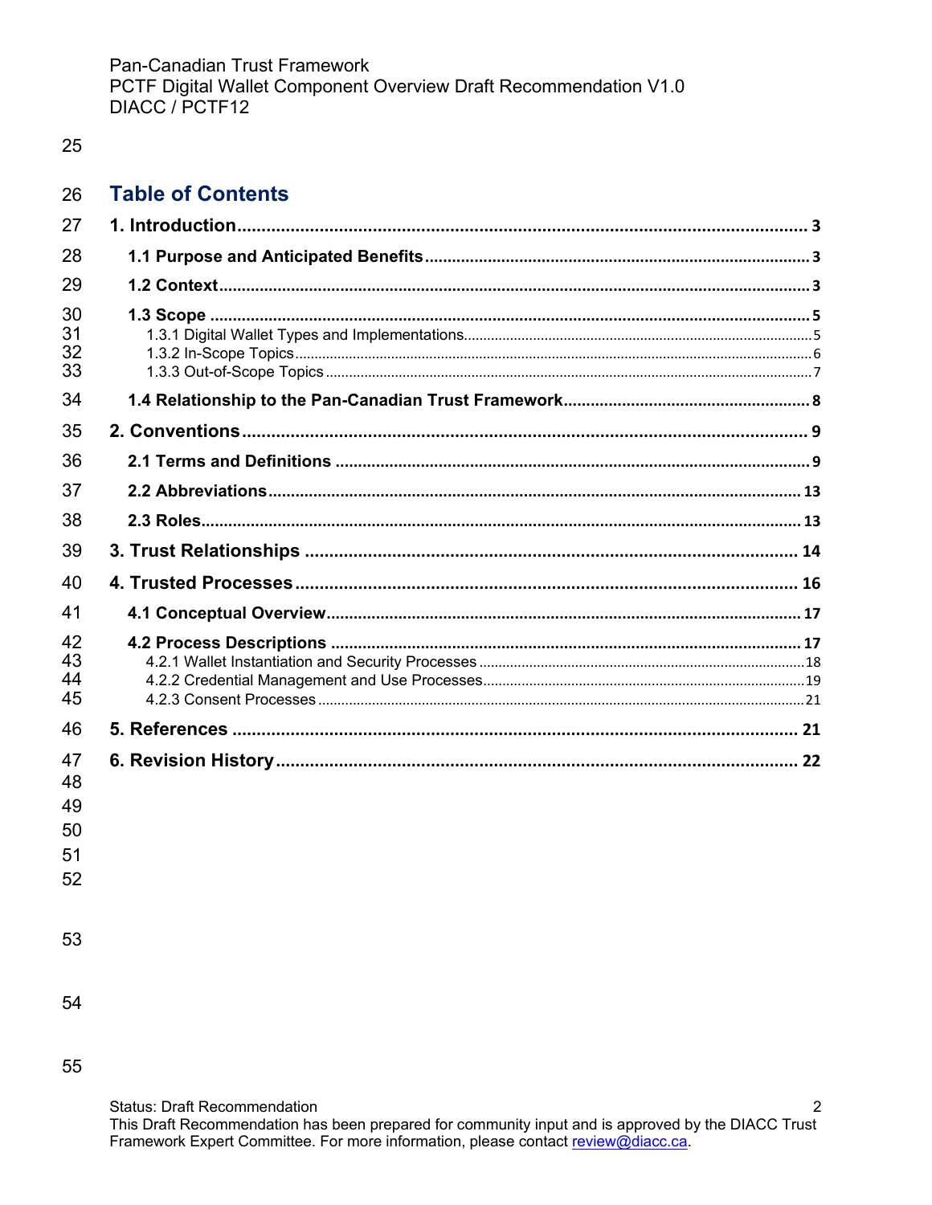# Table of Contents

1. Introduction ... 3
   - 1.1 Purpose and Anticipated Benefits ... 3
   - 1.2 Context ... 3
   - 1.3 Scope ... 5
     - 1.3.1 Digital Wallet Types and Implementations ... 5
     - 1.3.2 In-Scope Topics ... 6
     - 1.3.3 Out-of-Scope Topics ... 7
   - 1.4 Relationship to the Pan-Canadian Trust Framework ... 8
2. Conventions ... 9
   - 2.1 Terms and Definitions ... 9
   - 2.2 Abbreviations ... 13
   - 2.3 Roles ... 13
3. Trust Relationships ... 14
4. Trusted Processes ... 16
   - 4.1 Conceptual Overview ... 17
   - 4.2 Process Descriptions ... 17
     - 4.2.1 Wallet Instantiation and Security Processes ... 18
     - 4.2.2 Credential Management and Use Processes ... 19
     - 4.2.3 Consent Processes ... 21
5. References ... 21
6. Revision History ... 22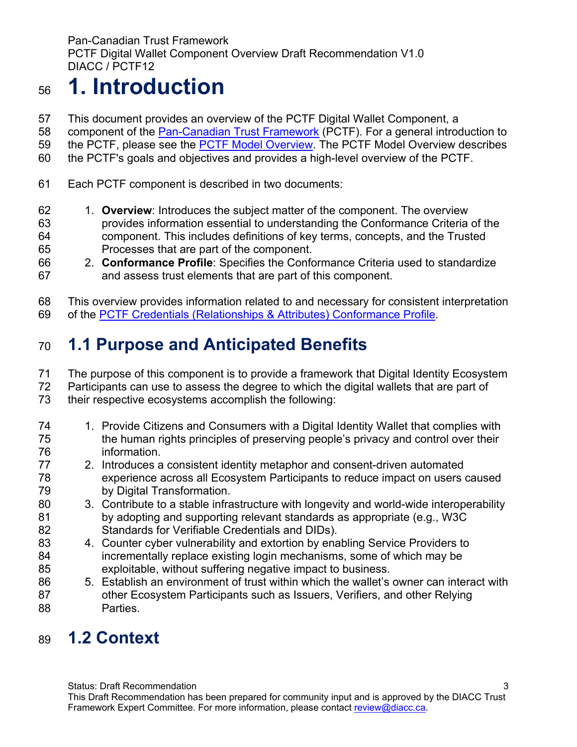# 1. Introduction

This document provides an overview of the PCTF Digital Wallet Component, a component of the [Pan-Canadian Trust Framework](#) (PCTF). For a general introduction to the PCTF, please see the [PCTF Model Overview](#). The PCTF Model Overview describes the PCTF's goals and objectives and provides a high-level overview of the PCTF.

Each PCTF component is described in two documents:

1. **Overview**: Introduces the subject matter of the component. The overview provides information essential to understanding the Conformance Criteria of the component. This includes definitions of key terms, concepts, and the Trusted Processes that are part of the component.
2. **Conformance Profile**: Specifies the Conformance Criteria used to standardize and assess trust elements that are part of this component.

This overview provides information related to and necessary for consistent interpretation of the [PCTF Credentials (Relationships & Attributes) Conformance Profile](#).

## 1.1 Purpose and Anticipated Benefits

The purpose of this component is to provide a framework that Digital Identity Ecosystem Participants can use to assess the degree to which the digital wallets that are part of their respective ecosystems accomplish the following:

1. Provide Citizens and Consumers with a Digital Identity Wallet that complies with the human rights principles of preserving people's privacy and control over their information.
2. Introduces a consistent identity metaphor and consent-driven automated experience across all Ecosystem Participants to reduce impact on users caused by Digital Transformation.
3. Contribute to a stable infrastructure with longevity and world-wide interoperability by adopting and supporting relevant standards as appropriate (e.g., W3C Standards for Verifiable Credentials and DIDs).
4. Counter cyber vulnerability and extortion by enabling Service Providers to incrementally replace existing login mechanisms, some of which may be exploitable, without suffering negative impact to business.
5. Establish an environment of trust within which the wallet's owner can interact with other Ecosystem Participants such as Issuers, Verifiers, and other Relying Parties.

## 1.2 Context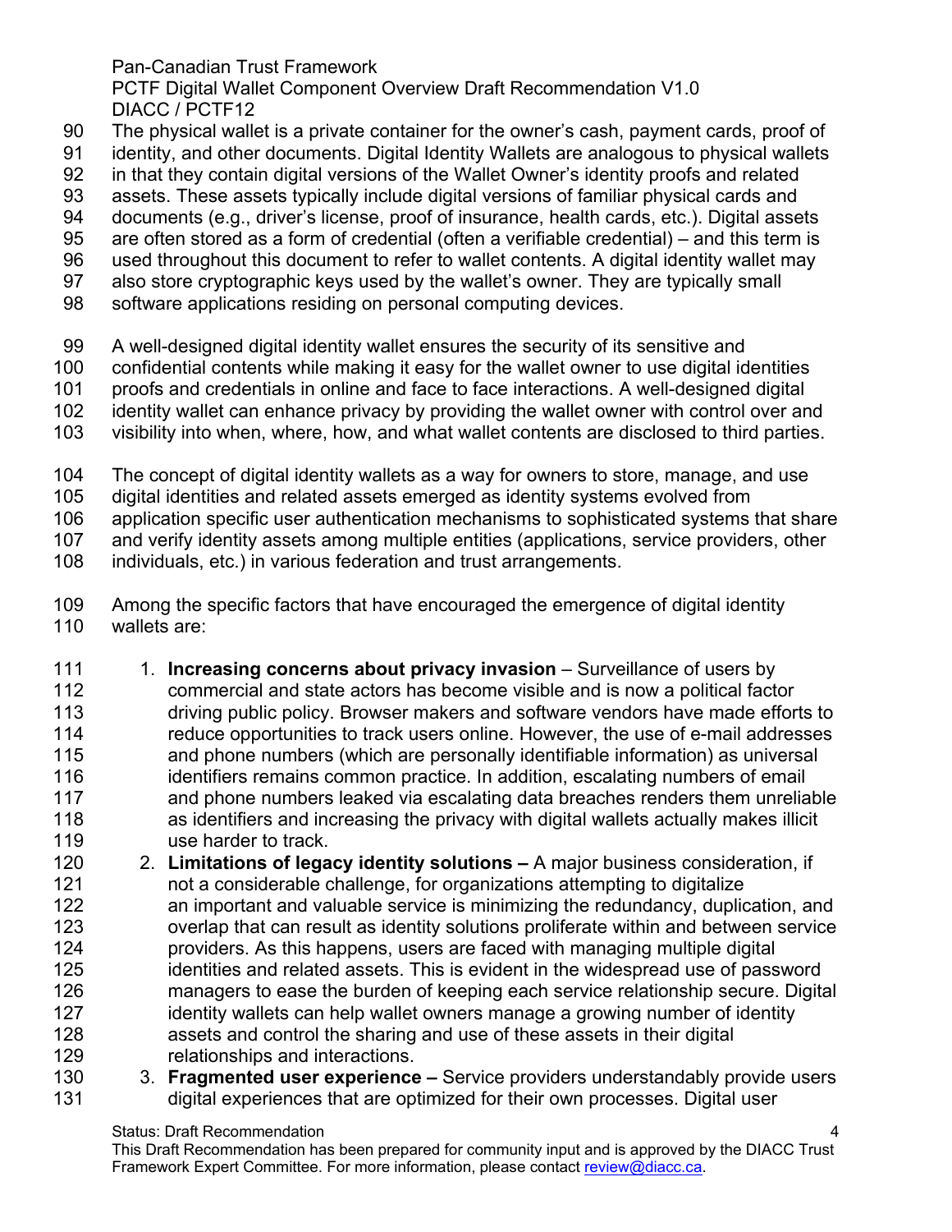The physical wallet is a private container for the owner's cash, payment cards, proof of identity, and other documents. Digital Identity Wallets are analogous to physical wallets in that they contain digital versions of the Wallet Owner's identity proofs and related assets. These assets typically include digital versions of familiar physical cards and documents (e.g., driver's license, proof of insurance, health cards, etc.). Digital assets are often stored as a form of credential (often a verifiable credential) – and this term is used throughout this document to refer to wallet contents. A digital identity wallet may also store cryptographic keys used by the wallet's owner. They are typically small software applications residing on personal computing devices.

A well-designed digital identity wallet ensures the security of its sensitive and confidential contents while making it easy for the wallet owner to use digital identities proofs and credentials in online and face to face interactions. A well-designed digital identity wallet can enhance privacy by providing the wallet owner with control over and visibility into when, where, how, and what wallet contents are disclosed to third parties.

The concept of digital identity wallets as a way for owners to store, manage, and use digital identities and related assets emerged as identity systems evolved from application specific user authentication mechanisms to sophisticated systems that share and verify identity assets among multiple entities (applications, service providers, other individuals, etc.) in various federation and trust arrangements.

Among the specific factors that have encouraged the emergence of digital identity wallets are:

1. **Increasing concerns about privacy invasion** – Surveillance of users by commercial and state actors has become visible and is now a political factor driving public policy. Browser makers and software vendors have made efforts to reduce opportunities to track users online. However, the use of e-mail addresses and phone numbers (which are personally identifiable information) as universal identifiers remains common practice. In addition, escalating numbers of email and phone numbers leaked via escalating data breaches renders them unreliable as identifiers and increasing the privacy with digital wallets actually makes illicit use harder to track.
2. **Limitations of legacy identity solutions –** A major business consideration, if not a considerable challenge, for organizations attempting to digitalize an important and valuable service is minimizing the redundancy, duplication, and overlap that can result as identity solutions proliferate within and between service providers. As this happens, users are faced with managing multiple digital identities and related assets. This is evident in the widespread use of password managers to ease the burden of keeping each service relationship secure. Digital identity wallets can help wallet owners manage a growing number of identity assets and control the sharing and use of these assets in their digital relationships and interactions.
3. **Fragmented user experience –** Service providers understandably provide users digital experiences that are optimized for their own processes. Digital user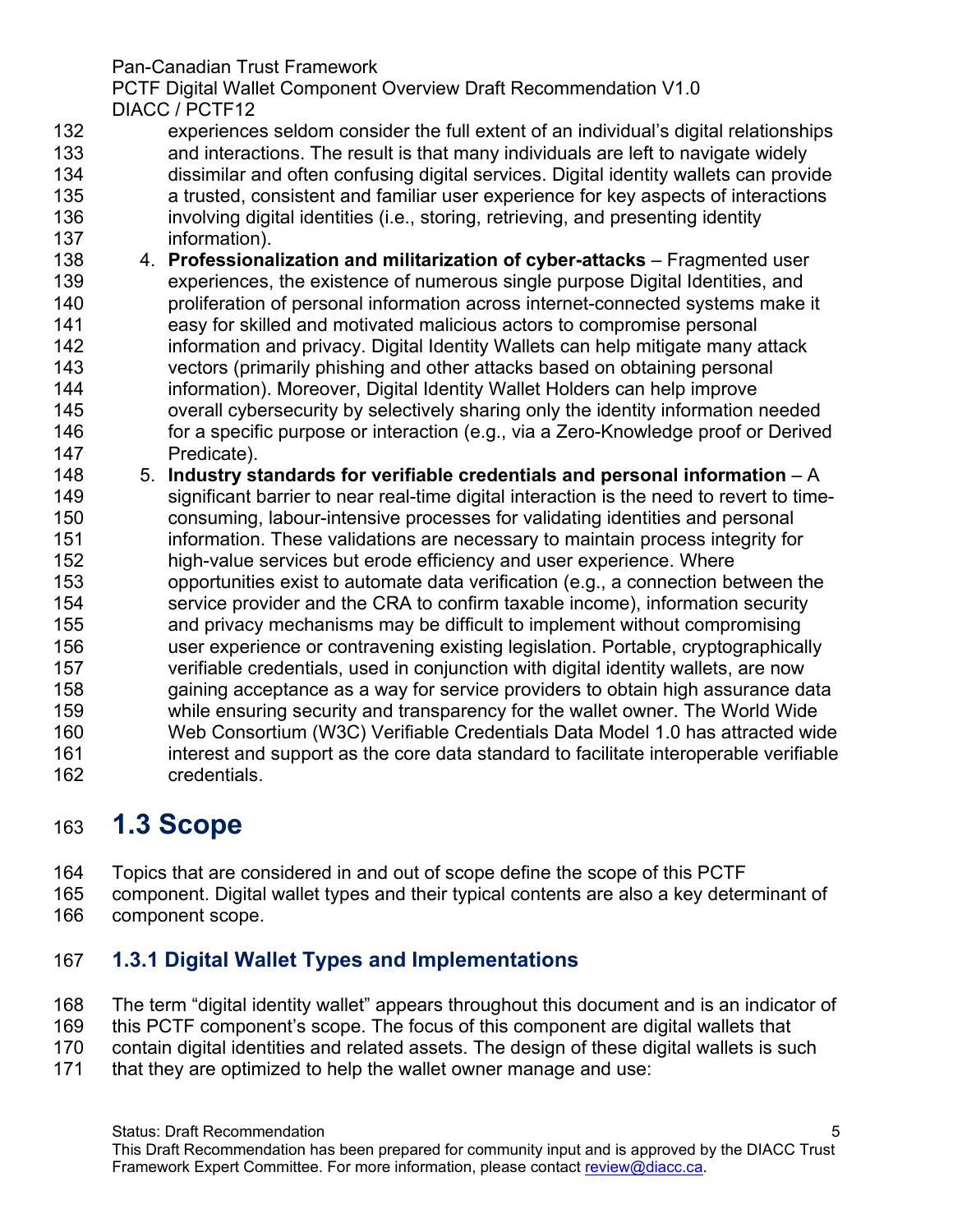experiences seldom consider the full extent of an individual's digital relationships and interactions. The result is that many individuals are left to navigate widely dissimilar and often confusing digital services. Digital identity wallets can provide a trusted, consistent and familiar user experience for key aspects of interactions involving digital identities (i.e., storing, retrieving, and presenting identity information).

4. **Professionalization and militarization of cyber-attacks** – Fragmented user experiences, the existence of numerous single purpose Digital Identities, and proliferation of personal information across internet-connected systems make it easy for skilled and motivated malicious actors to compromise personal information and privacy. Digital Identity Wallets can help mitigate many attack vectors (primarily phishing and other attacks based on obtaining personal information). Moreover, Digital Identity Wallet Holders can help improve overall cybersecurity by selectively sharing only the identity information needed for a specific purpose or interaction (e.g., via a Zero-Knowledge proof or Derived Predicate).
5. **Industry standards for verifiable credentials and personal information** – A significant barrier to near real-time digital interaction is the need to revert to time-consuming, labour-intensive processes for validating identities and personal information. These validations are necessary to maintain process integrity for high-value services but erode efficiency and user experience. Where opportunities exist to automate data verification (e.g., a connection between the service provider and the CRA to confirm taxable income), information security and privacy mechanisms may be difficult to implement without compromising user experience or contravening existing legislation. Portable, cryptographically verifiable credentials, used in conjunction with digital identity wallets, are now gaining acceptance as a way for service providers to obtain high assurance data while ensuring security and transparency for the wallet owner. The World Wide Web Consortium (W3C) Verifiable Credentials Data Model 1.0 has attracted wide interest and support as the core data standard to facilitate interoperable verifiable credentials.

## 1.3 Scope

Topics that are considered in and out of scope define the scope of this PCTF component. Digital wallet types and their typical contents are also a key determinant of component scope.

### 1.3.1 Digital Wallet Types and Implementations

The term "digital identity wallet" appears throughout this document and is an indicator of this PCTF component's scope. The focus of this component are digital wallets that contain digital identities and related assets. The design of these digital wallets is such that they are optimized to help the wallet owner manage and use: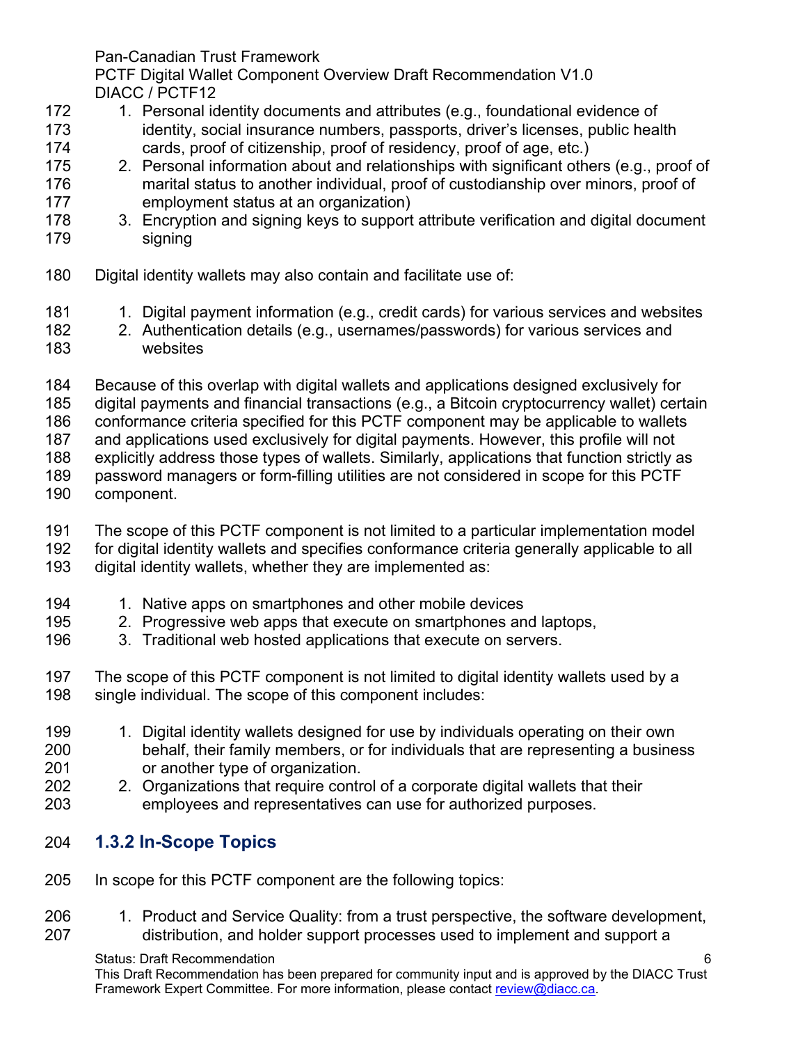1. Personal identity documents and attributes (e.g., foundational evidence of identity, social insurance numbers, passports, driver's licenses, public health cards, proof of citizenship, proof of residency, proof of age, etc.)
2. Personal information about and relationships with significant others (e.g., proof of marital status to another individual, proof of custodianship over minors, proof of employment status at an organization)
3. Encryption and signing keys to support attribute verification and digital document signing

Digital identity wallets may also contain and facilitate use of:

1. Digital payment information (e.g., credit cards) for various services and websites
2. Authentication details (e.g., usernames/passwords) for various services and websites

Because of this overlap with digital wallets and applications designed exclusively for digital payments and financial transactions (e.g., a Bitcoin cryptocurrency wallet) certain conformance criteria specified for this PCTF component may be applicable to wallets and applications used exclusively for digital payments. However, this profile will not explicitly address those types of wallets. Similarly, applications that function strictly as password managers or form-filling utilities are not considered in scope for this PCTF component.

The scope of this PCTF component is not limited to a particular implementation model for digital identity wallets and specifies conformance criteria generally applicable to all digital identity wallets, whether they are implemented as:

1. Native apps on smartphones and other mobile devices
2. Progressive web apps that execute on smartphones and laptops,
3. Traditional web hosted applications that execute on servers.

The scope of this PCTF component is not limited to digital identity wallets used by a single individual. The scope of this component includes:

1. Digital identity wallets designed for use by individuals operating on their own behalf, their family members, or for individuals that are representing a business or another type of organization.
2. Organizations that require control of a corporate digital wallets that their employees and representatives can use for authorized purposes.

### 1.3.2 In-Scope Topics

In scope for this PCTF component are the following topics:

1. Product and Service Quality: from a trust perspective, the software development, distribution, and holder support processes used to implement and support a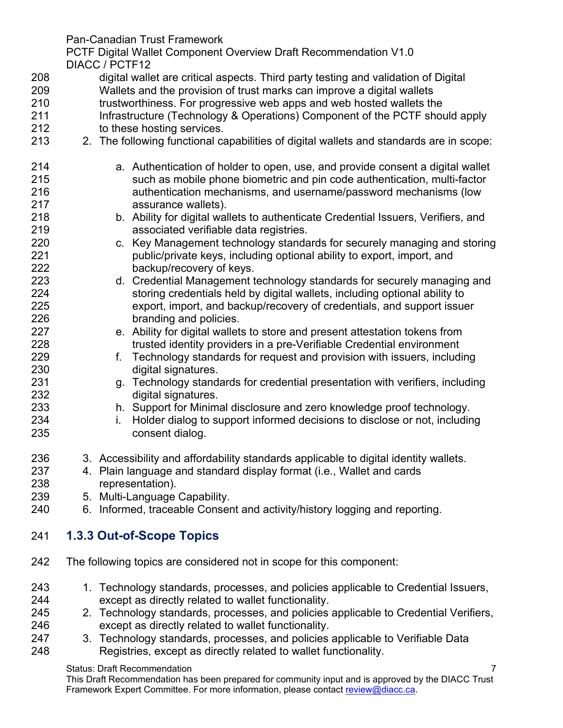digital wallet are critical aspects. Third party testing and validation of Digital Wallets and the provision of trust marks can improve a digital wallets trustworthiness. For progressive web apps and web hosted wallets the Infrastructure (Technology & Operations) Component of the PCTF should apply to these hosting services.

2. The following functional capabilities of digital wallets and standards are in scope:

    a. Authentication of holder to open, use, and provide consent a digital wallet such as mobile phone biometric and pin code authentication, multi-factor authentication mechanisms, and username/password mechanisms (low assurance wallets).
    b. Ability for digital wallets to authenticate Credential Issuers, Verifiers, and associated verifiable data registries.
    c. Key Management technology standards for securely managing and storing public/private keys, including optional ability to export, import, and backup/recovery of keys.
    d. Credential Management technology standards for securely managing and storing credentials held by digital wallets, including optional ability to export, import, and backup/recovery of credentials, and support issuer branding and policies.
    e. Ability for digital wallets to store and present attestation tokens from trusted identity providers in a pre-Verifiable Credential environment
    f. Technology standards for request and provision with issuers, including digital signatures.
    g. Technology standards for credential presentation with verifiers, including digital signatures.
    h. Support for Minimal disclosure and zero knowledge proof technology.
    i. Holder dialog to support informed decisions to disclose or not, including consent dialog.

3. Accessibility and affordability standards applicable to digital identity wallets.
4. Plain language and standard display format (i.e., Wallet and cards representation).
5. Multi-Language Capability.
6. Informed, traceable Consent and activity/history logging and reporting.

### 1.3.3 Out-of-Scope Topics

The following topics are considered not in scope for this component:

1. Technology standards, processes, and policies applicable to Credential Issuers, except as directly related to wallet functionality.
2. Technology standards, processes, and policies applicable to Credential Verifiers, except as directly related to wallet functionality.
3. Technology standards, processes, and policies applicable to Verifiable Data Registries, except as directly related to wallet functionality.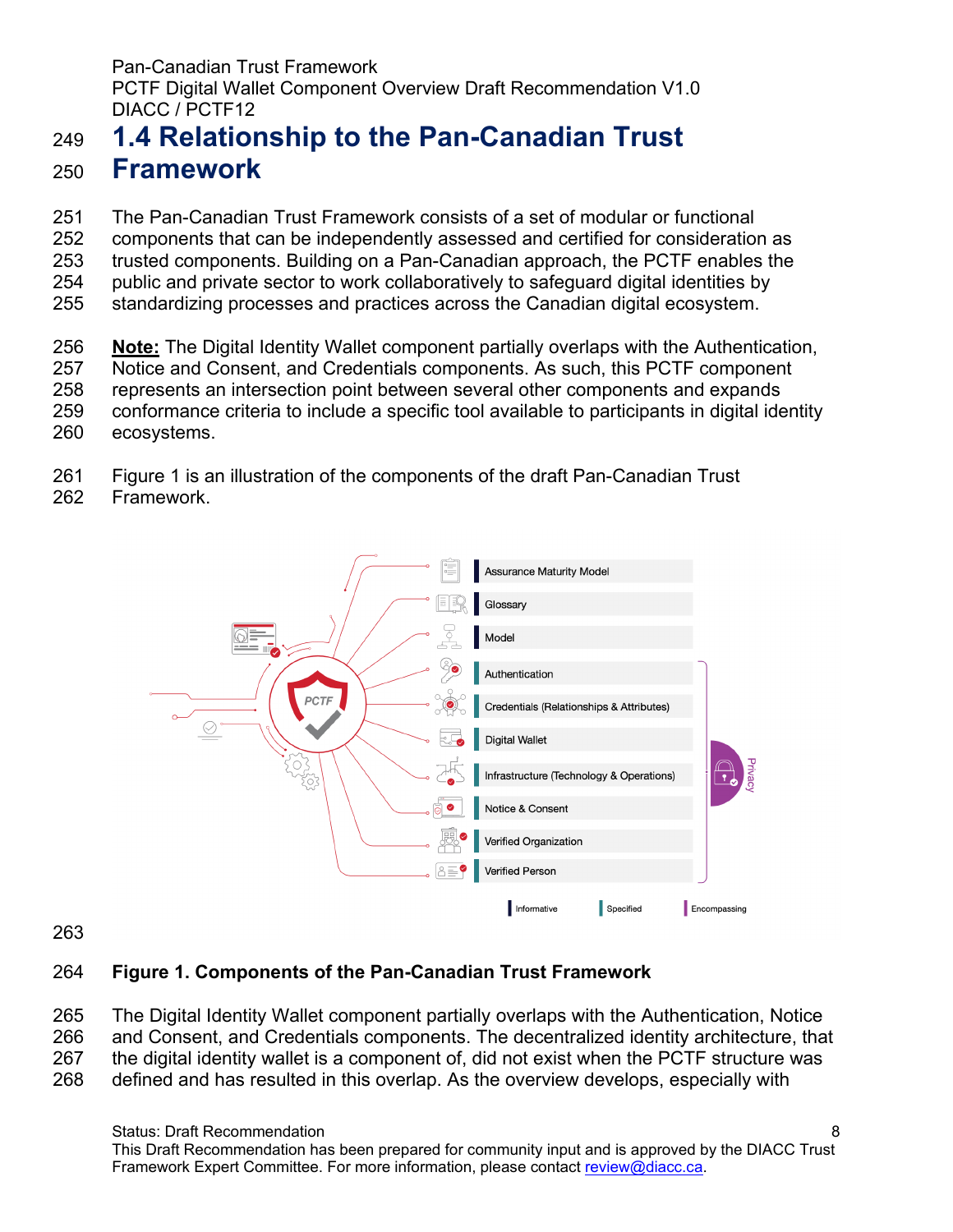## 1.4 Relationship to the Pan-Canadian Trust Framework

The Pan-Canadian Trust Framework consists of a set of modular or functional components that can be independently assessed and certified for consideration as trusted components. Building on a Pan-Canadian approach, the PCTF enables the public and private sector to work collaboratively to safeguard digital identities by standardizing processes and practices across the Canadian digital ecosystem.

**Note:** The Digital Identity Wallet component partially overlaps with the Authentication, Notice and Consent, and Credentials components. As such, this PCTF component represents an intersection point between several other components and expands conformance criteria to include a specific tool available to participants in digital identity ecosystems.

Figure 1 is an illustration of the components of the draft Pan-Canadian Trust Framework.

**Figure 1. Components of the Pan-Canadian Trust Framework**

The Digital Identity Wallet component partially overlaps with the Authentication, Notice and Consent, and Credentials components. The decentralized identity architecture, that the digital identity wallet is a component of, did not exist when the PCTF structure was defined and has resulted in this overlap. As the overview develops, especially with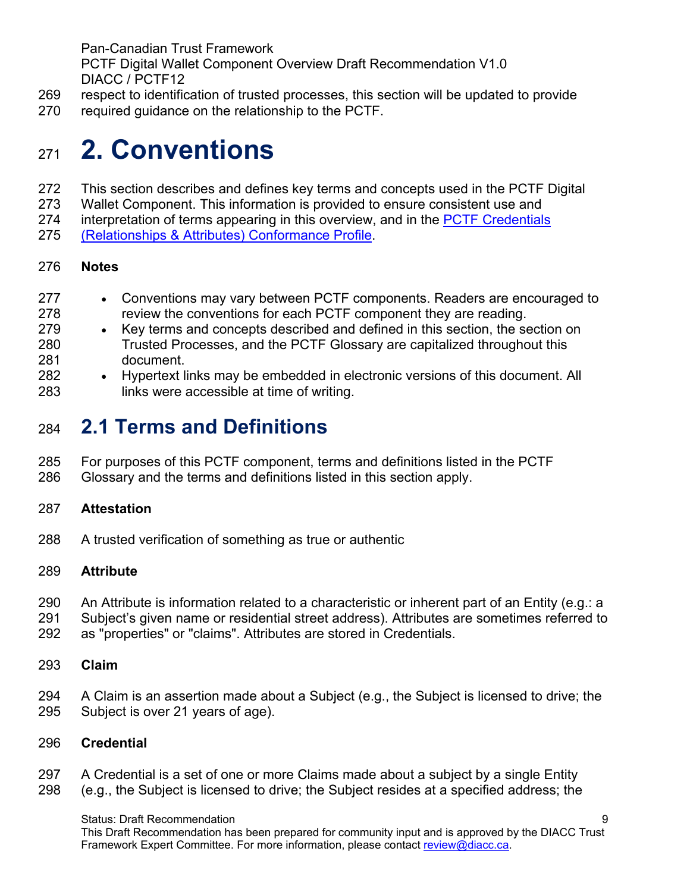respect to identification of trusted processes, this section will be updated to provide required guidance on the relationship to the PCTF.

# 2. Conventions

This section describes and defines key terms and concepts used in the PCTF Digital Wallet Component. This information is provided to ensure consistent use and interpretation of terms appearing in this overview, and in the [PCTF Credentials (Relationships & Attributes) Conformance Profile](#).

**Notes**

- Conventions may vary between PCTF components. Readers are encouraged to review the conventions for each PCTF component they are reading.
- Key terms and concepts described and defined in this section, the section on Trusted Processes, and the PCTF Glossary are capitalized throughout this document.
- Hypertext links may be embedded in electronic versions of this document. All links were accessible at time of writing.

## 2.1 Terms and Definitions

For purposes of this PCTF component, terms and definitions listed in the PCTF Glossary and the terms and definitions listed in this section apply.

**Attestation**

A trusted verification of something as true or authentic

**Attribute**

An Attribute is information related to a characteristic or inherent part of an Entity (e.g.: a Subject's given name or residential street address). Attributes are sometimes referred to as "properties" or "claims". Attributes are stored in Credentials.

**Claim**

A Claim is an assertion made about a Subject (e.g., the Subject is licensed to drive; the Subject is over 21 years of age).

**Credential**

A Credential is a set of one or more Claims made about a subject by a single Entity (e.g., the Subject is licensed to drive; the Subject resides at a specified address; the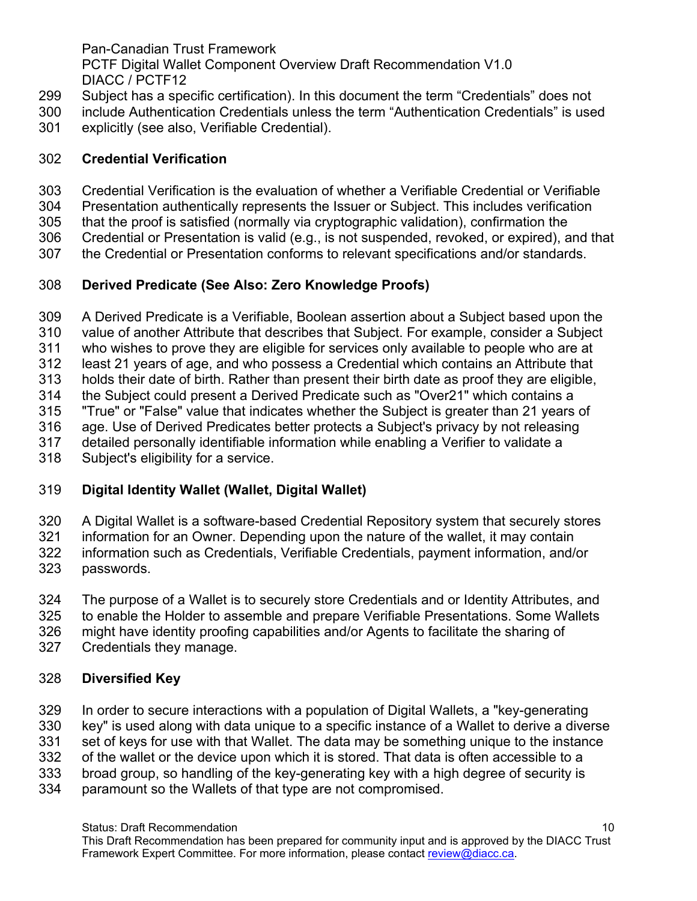Subject has a specific certification). In this document the term “Credentials” does not include Authentication Credentials unless the term “Authentication Credentials” is used explicitly (see also, Verifiable Credential).

**Credential Verification**

Credential Verification is the evaluation of whether a Verifiable Credential or Verifiable Presentation authentically represents the Issuer or Subject. This includes verification that the proof is satisfied (normally via cryptographic validation), confirmation the Credential or Presentation is valid (e.g., is not suspended, revoked, or expired), and that the Credential or Presentation conforms to relevant specifications and/or standards.

**Derived Predicate (See Also: Zero Knowledge Proofs)**

A Derived Predicate is a Verifiable, Boolean assertion about a Subject based upon the value of another Attribute that describes that Subject. For example, consider a Subject who wishes to prove they are eligible for services only available to people who are at least 21 years of age, and who possess a Credential which contains an Attribute that holds their date of birth. Rather than present their birth date as proof they are eligible, the Subject could present a Derived Predicate such as "Over21" which contains a "True" or "False" value that indicates whether the Subject is greater than 21 years of age. Use of Derived Predicates better protects a Subject's privacy by not releasing detailed personally identifiable information while enabling a Verifier to validate a Subject's eligibility for a service.

**Digital Identity Wallet (Wallet, Digital Wallet)**

A Digital Wallet is a software-based Credential Repository system that securely stores information for an Owner. Depending upon the nature of the wallet, it may contain information such as Credentials, Verifiable Credentials, payment information, and/or passwords.

The purpose of a Wallet is to securely store Credentials and or Identity Attributes, and to enable the Holder to assemble and prepare Verifiable Presentations. Some Wallets might have identity proofing capabilities and/or Agents to facilitate the sharing of Credentials they manage.

**Diversified Key**

In order to secure interactions with a population of Digital Wallets, a "key-generating key" is used along with data unique to a specific instance of a Wallet to derive a diverse set of keys for use with that Wallet. The data may be something unique to the instance of the wallet or the device upon which it is stored. That data is often accessible to a broad group, so handling of the key-generating key with a high degree of security is paramount so the Wallets of that type are not compromised.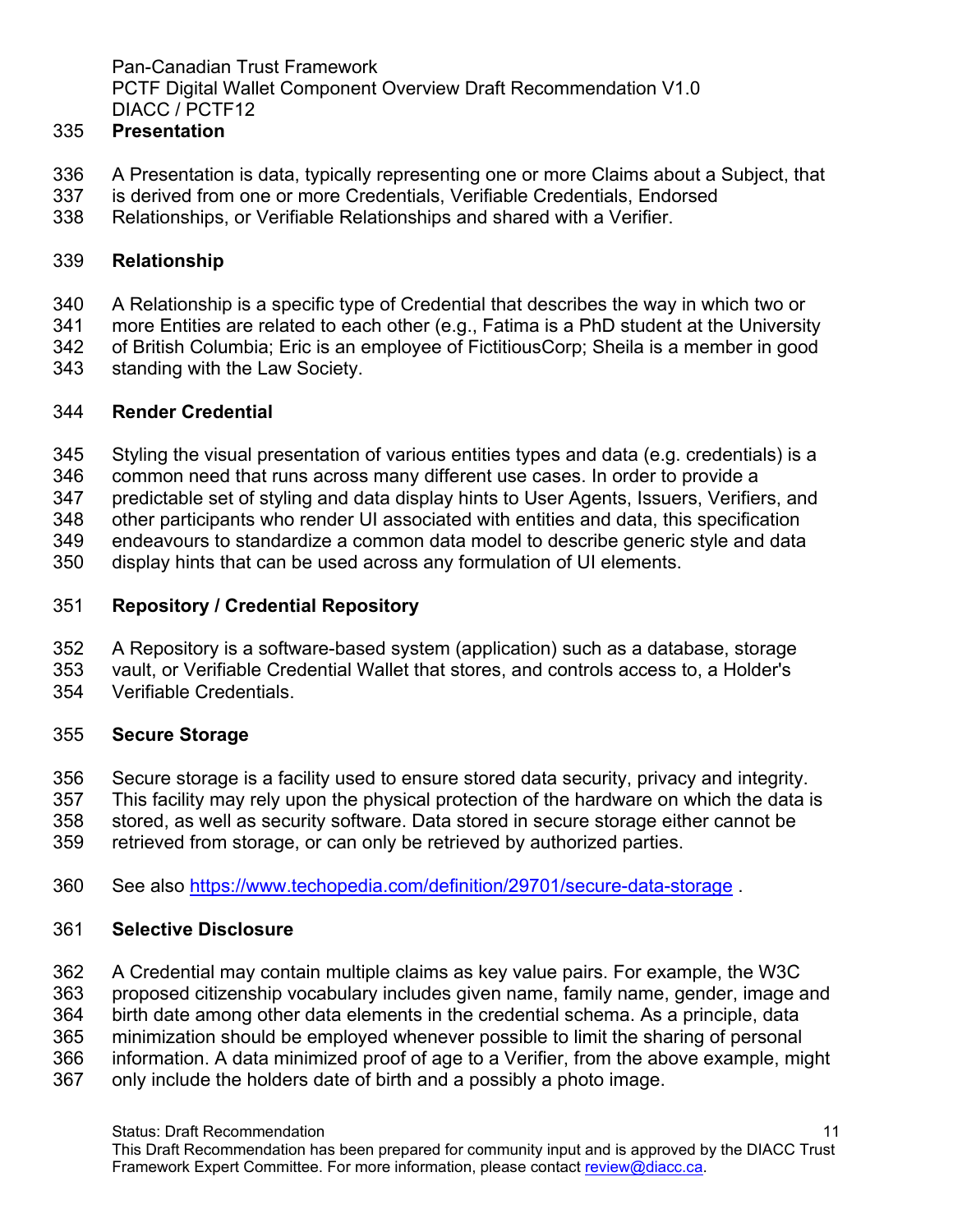### Presentation

A Presentation is data, typically representing one or more Claims about a Subject, that is derived from one or more Credentials, Verifiable Credentials, Endorsed Relationships, or Verifiable Relationships and shared with a Verifier.

### Relationship

A Relationship is a specific type of Credential that describes the way in which two or more Entities are related to each other (e.g., Fatima is a PhD student at the University of British Columbia; Eric is an employee of FictitiousCorp; Sheila is a member in good standing with the Law Society.

### Render Credential

Styling the visual presentation of various entities types and data (e.g. credentials) is a common need that runs across many different use cases. In order to provide a predictable set of styling and data display hints to User Agents, Issuers, Verifiers, and other participants who render UI associated with entities and data, this specification endeavours to standardize a common data model to describe generic style and data display hints that can be used across any formulation of UI elements.

### Repository / Credential Repository

A Repository is a software-based system (application) such as a database, storage vault, or Verifiable Credential Wallet that stores, and controls access to, a Holder's Verifiable Credentials.

### Secure Storage

Secure storage is a facility used to ensure stored data security, privacy and integrity. This facility may rely upon the physical protection of the hardware on which the data is stored, as well as security software. Data stored in secure storage either cannot be retrieved from storage, or can only be retrieved by authorized parties.

See also https://www.techopedia.com/definition/29701/secure-data-storage .

### Selective Disclosure

A Credential may contain multiple claims as key value pairs. For example, the W3C proposed citizenship vocabulary includes given name, family name, gender, image and birth date among other data elements in the credential schema. As a principle, data minimization should be employed whenever possible to limit the sharing of personal information. A data minimized proof of age to a Verifier, from the above example, might only include the holders date of birth and a possibly a photo image.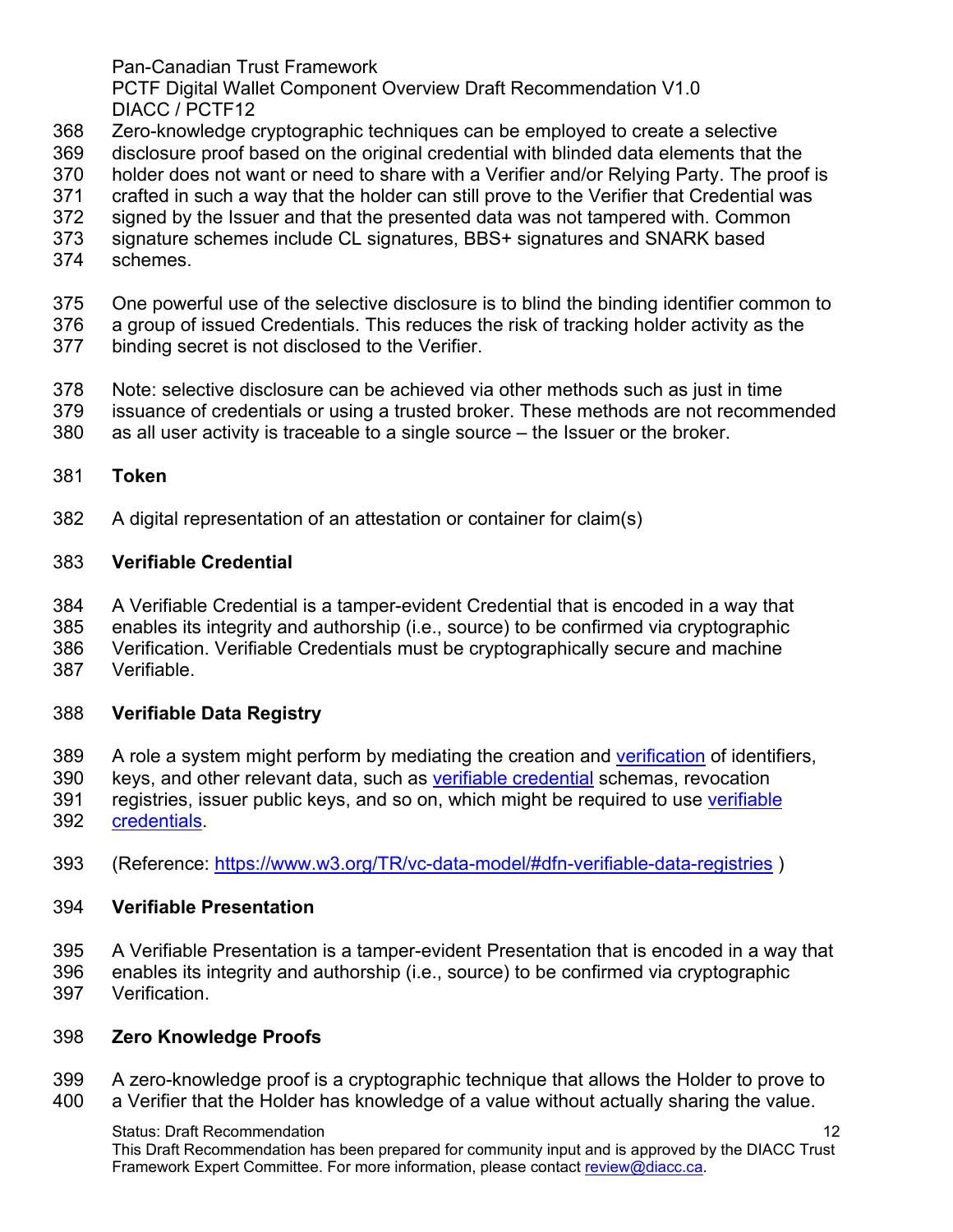Zero-knowledge cryptographic techniques can be employed to create a selective disclosure proof based on the original credential with blinded data elements that the holder does not want or need to share with a Verifier and/or Relying Party. The proof is crafted in such a way that the holder can still prove to the Verifier that Credential was signed by the Issuer and that the presented data was not tampered with. Common signature schemes include CL signatures, BBS+ signatures and SNARK based schemes.

One powerful use of the selective disclosure is to blind the binding identifier common to a group of issued Credentials. This reduces the risk of tracking holder activity as the binding secret is not disclosed to the Verifier.

Note: selective disclosure can be achieved via other methods such as just in time issuance of credentials or using a trusted broker. These methods are not recommended as all user activity is traceable to a single source – the Issuer or the broker.

**Token**

A digital representation of an attestation or container for claim(s)

**Verifiable Credential**

A Verifiable Credential is a tamper-evident Credential that is encoded in a way that enables its integrity and authorship (i.e., source) to be confirmed via cryptographic Verification. Verifiable Credentials must be cryptographically secure and machine Verifiable.

**Verifiable Data Registry**

A role a system might perform by mediating the creation and verification of identifiers, keys, and other relevant data, such as verifiable credential schemas, revocation registries, issuer public keys, and so on, which might be required to use verifiable credentials.

(Reference: https://www.w3.org/TR/vc-data-model/#dfn-verifiable-data-registries )

**Verifiable Presentation**

A Verifiable Presentation is a tamper-evident Presentation that is encoded in a way that enables its integrity and authorship (i.e., source) to be confirmed via cryptographic Verification.

**Zero Knowledge Proofs**

A zero-knowledge proof is a cryptographic technique that allows the Holder to prove to a Verifier that the Holder has knowledge of a value without actually sharing the value.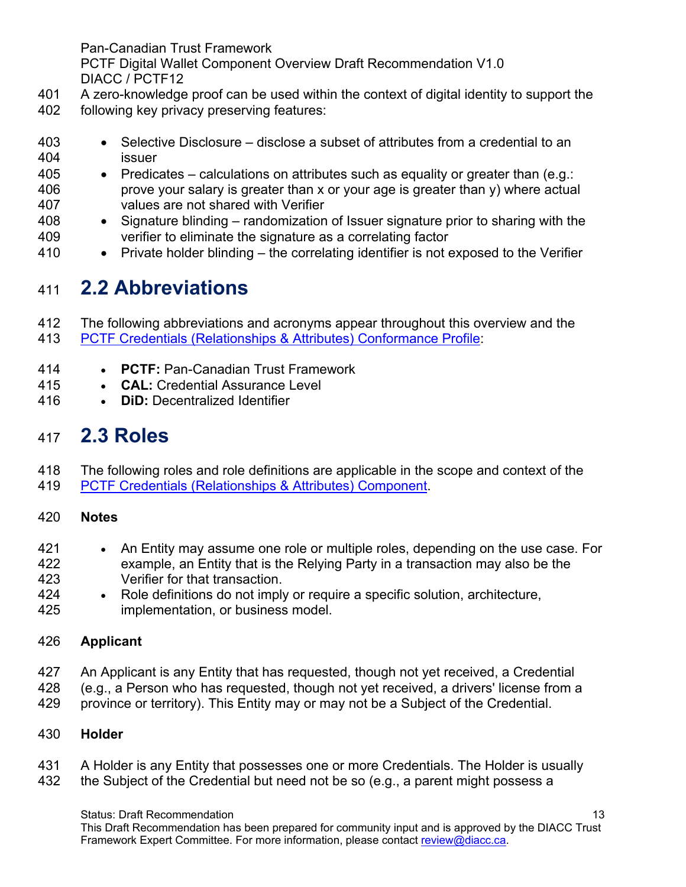A zero-knowledge proof can be used within the context of digital identity to support the following key privacy preserving features:

- Selective Disclosure – disclose a subset of attributes from a credential to an issuer
- Predicates – calculations on attributes such as equality or greater than (e.g.: prove your salary is greater than x or your age is greater than y) where actual values are not shared with Verifier
- Signature blinding – randomization of Issuer signature prior to sharing with the verifier to eliminate the signature as a correlating factor
- Private holder blinding – the correlating identifier is not exposed to the Verifier

## 2.2 Abbreviations

The following abbreviations and acronyms appear throughout this overview and the PCTF Credentials (Relationships & Attributes) Conformance Profile:

- **PCTF:** Pan-Canadian Trust Framework
- **CAL:** Credential Assurance Level
- **DiD:** Decentralized Identifier

## 2.3 Roles

The following roles and role definitions are applicable in the scope and context of the PCTF Credentials (Relationships & Attributes) Component.

**Notes**

- An Entity may assume one role or multiple roles, depending on the use case. For example, an Entity that is the Relying Party in a transaction may also be the Verifier for that transaction.
- Role definitions do not imply or require a specific solution, architecture, implementation, or business model.

**Applicant**

An Applicant is any Entity that has requested, though not yet received, a Credential (e.g., a Person who has requested, though not yet received, a drivers' license from a province or territory). This Entity may or may not be a Subject of the Credential.

**Holder**

A Holder is any Entity that possesses one or more Credentials. The Holder is usually the Subject of the Credential but need not be so (e.g., a parent might possess a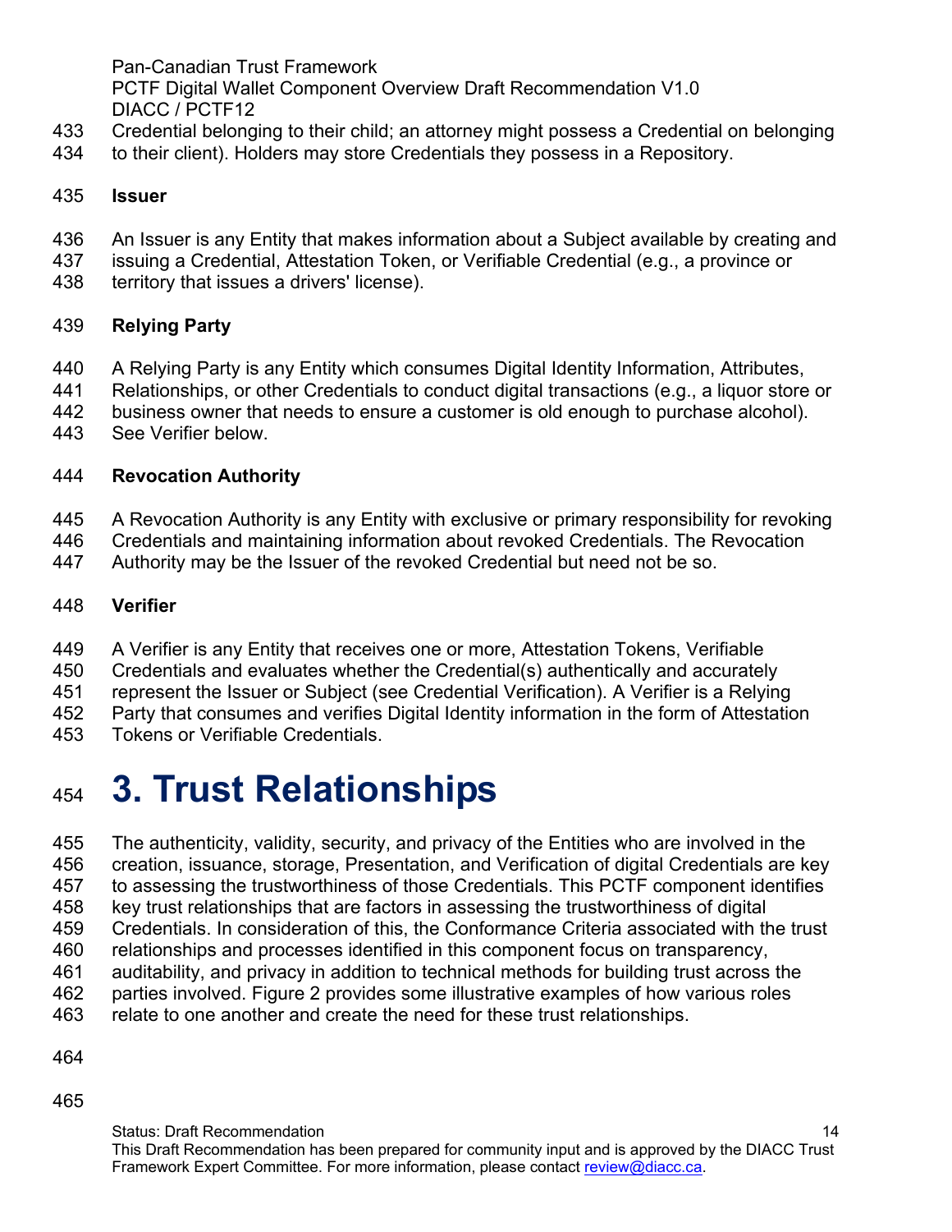Credential belonging to their child; an attorney might possess a Credential on belonging to their client). Holders may store Credentials they possess in a Repository.

**Issuer**

An Issuer is any Entity that makes information about a Subject available by creating and issuing a Credential, Attestation Token, or Verifiable Credential (e.g., a province or territory that issues a drivers' license).

**Relying Party**

A Relying Party is any Entity which consumes Digital Identity Information, Attributes, Relationships, or other Credentials to conduct digital transactions (e.g., a liquor store or business owner that needs to ensure a customer is old enough to purchase alcohol). See Verifier below.

**Revocation Authority**

A Revocation Authority is any Entity with exclusive or primary responsibility for revoking Credentials and maintaining information about revoked Credentials. The Revocation Authority may be the Issuer of the revoked Credential but need not be so.

**Verifier**

A Verifier is any Entity that receives one or more, Attestation Tokens, Verifiable Credentials and evaluates whether the Credential(s) authentically and accurately represent the Issuer or Subject (see Credential Verification). A Verifier is a Relying Party that consumes and verifies Digital Identity information in the form of Attestation Tokens or Verifiable Credentials.

# 3. Trust Relationships

The authenticity, validity, security, and privacy of the Entities who are involved in the creation, issuance, storage, Presentation, and Verification of digital Credentials are key to assessing the trustworthiness of those Credentials. This PCTF component identifies key trust relationships that are factors in assessing the trustworthiness of digital Credentials. In consideration of this, the Conformance Criteria associated with the trust relationships and processes identified in this component focus on transparency, auditability, and privacy in addition to technical methods for building trust across the parties involved. Figure 2 provides some illustrative examples of how various roles relate to one another and create the need for these trust relationships.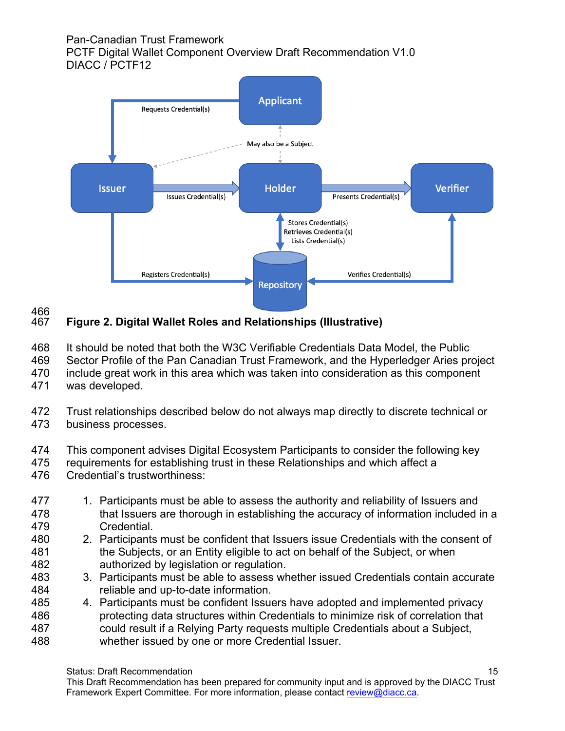**Figure 2. Digital Wallet Roles and Relationships (Illustrative)**

It should be noted that both the W3C Verifiable Credentials Data Model, the Public Sector Profile of the Pan Canadian Trust Framework, and the Hyperledger Aries project include great work in this area which was taken into consideration as this component was developed.

Trust relationships described below do not always map directly to discrete technical or business processes.

This component advises Digital Ecosystem Participants to consider the following key requirements for establishing trust in these Relationships and which affect a Credential's trustworthiness:

1. Participants must be able to assess the authority and reliability of Issuers and that Issuers are thorough in establishing the accuracy of information included in a Credential.
2. Participants must be confident that Issuers issue Credentials with the consent of the Subjects, or an Entity eligible to act on behalf of the Subject, or when authorized by legislation or regulation.
3. Participants must be able to assess whether issued Credentials contain accurate reliable and up-to-date information.
4. Participants must be confident Issuers have adopted and implemented privacy protecting data structures within Credentials to minimize risk of correlation that could result if a Relying Party requests multiple Credentials about a Subject, whether issued by one or more Credential Issuer.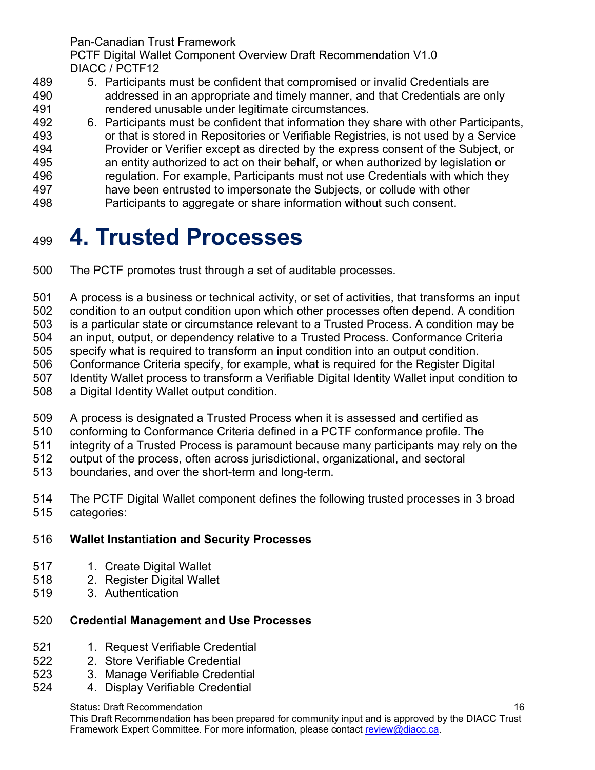5. Participants must be confident that compromised or invalid Credentials are addressed in an appropriate and timely manner, and that Credentials are only rendered unusable under legitimate circumstances.
6. Participants must be confident that information they share with other Participants, or that is stored in Repositories or Verifiable Registries, is not used by a Service Provider or Verifier except as directed by the express consent of the Subject, or an entity authorized to act on their behalf, or when authorized by legislation or regulation. For example, Participants must not use Credentials with which they have been entrusted to impersonate the Subjects, or collude with other Participants to aggregate or share information without such consent.

# 4. Trusted Processes

The PCTF promotes trust through a set of auditable processes.

A process is a business or technical activity, or set of activities, that transforms an input condition to an output condition upon which other processes often depend. A condition is a particular state or circumstance relevant to a Trusted Process. A condition may be an input, output, or dependency relative to a Trusted Process. Conformance Criteria specify what is required to transform an input condition into an output condition. Conformance Criteria specify, for example, what is required for the Register Digital Identity Wallet process to transform a Verifiable Digital Identity Wallet input condition to a Digital Identity Wallet output condition.

A process is designated a Trusted Process when it is assessed and certified as conforming to Conformance Criteria defined in a PCTF conformance profile. The integrity of a Trusted Process is paramount because many participants may rely on the output of the process, often across jurisdictional, organizational, and sectoral boundaries, and over the short-term and long-term.

The PCTF Digital Wallet component defines the following trusted processes in 3 broad categories:

**Wallet Instantiation and Security Processes**

1. Create Digital Wallet
2. Register Digital Wallet
3. Authentication

**Credential Management and Use Processes**

1. Request Verifiable Credential
2. Store Verifiable Credential
3. Manage Verifiable Credential
4. Display Verifiable Credential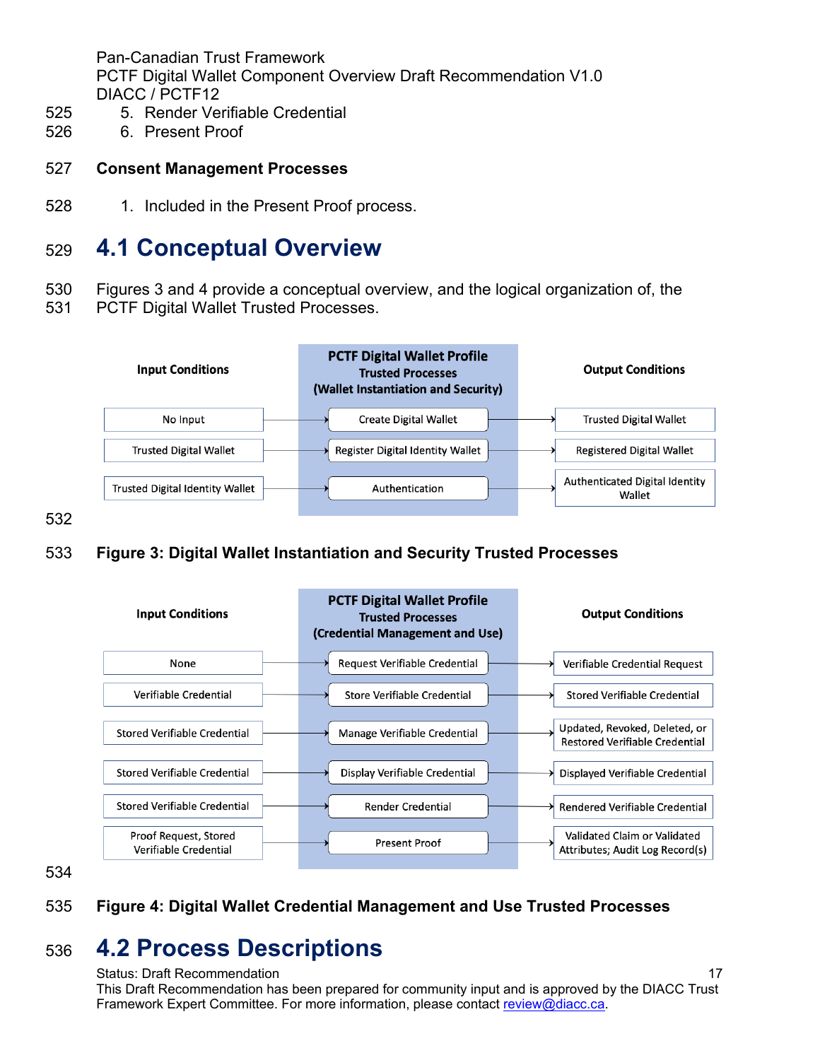5. Render Verifiable Credential
6. Present Proof

**Consent Management Processes**

1. Included in the Present Proof process.

## 4.1 Conceptual Overview

Figures 3 and 4 provide a conceptual overview, and the logical organization of, the PCTF Digital Wallet Trusted Processes.

| Input Conditions | PCTF Digital Wallet Profile Trusted Processes (Wallet Instantiation and Security) | Output Conditions |
|---|---|---|
| No Input | Create Digital Wallet | Trusted Digital Wallet |
| Trusted Digital Wallet | Register Digital Identity Wallet | Registered Digital Wallet |
| Trusted Digital Identity Wallet | Authentication | Authenticated Digital Identity Wallet |

**Figure 3: Digital Wallet Instantiation and Security Trusted Processes**

| Input Conditions | PCTF Digital Wallet Profile Trusted Processes (Credential Management and Use) | Output Conditions |
|---|---|---|
| None | Request Verifiable Credential | Verifiable Credential Request |
| Verifiable Credential | Store Verifiable Credential | Stored Verifiable Credential |
| Stored Verifiable Credential | Manage Verifiable Credential | Updated, Revoked, Deleted, or Restored Verifiable Credential |
| Stored Verifiable Credential | Display Verifiable Credential | Displayed Verifiable Credential |
| Stored Verifiable Credential | Render Credential | Rendered Verifiable Credential |
| Proof Request, Stored Verifiable Credential | Present Proof | Validated Claim or Validated Attributes; Audit Log Record(s) |

**Figure 4: Digital Wallet Credential Management and Use Trusted Processes**

## 4.2 Process Descriptions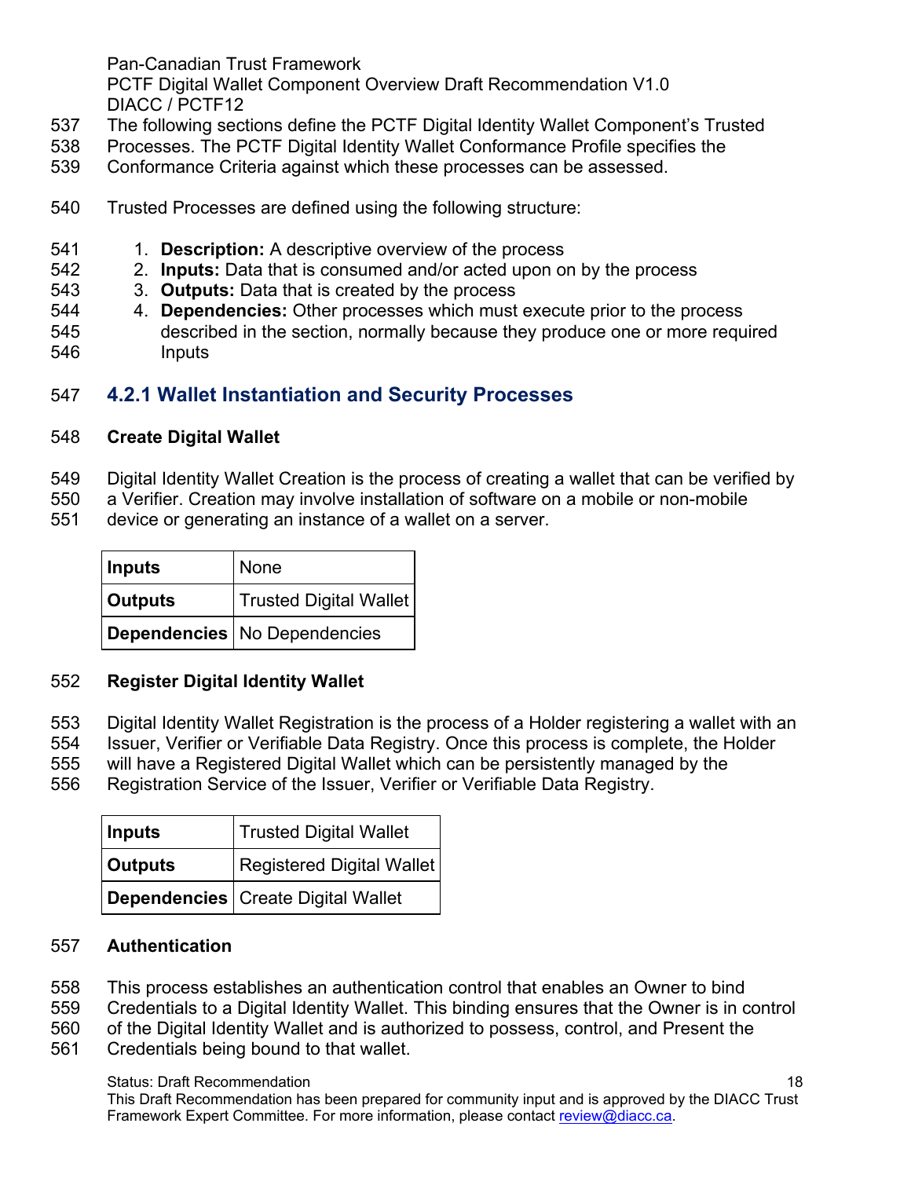The following sections define the PCTF Digital Identity Wallet Component's Trusted Processes. The PCTF Digital Identity Wallet Conformance Profile specifies the Conformance Criteria against which these processes can be assessed.

Trusted Processes are defined using the following structure:

1. **Description:** A descriptive overview of the process
2. **Inputs:** Data that is consumed and/or acted upon on by the process
3. **Outputs:** Data that is created by the process
4. **Dependencies:** Other processes which must execute prior to the process described in the section, normally because they produce one or more required Inputs

### 4.2.1 Wallet Instantiation and Security Processes

**Create Digital Wallet**

Digital Identity Wallet Creation is the process of creating a wallet that can be verified by a Verifier. Creation may involve installation of software on a mobile or non-mobile device or generating an instance of a wallet on a server.

| | |
|---|---|
| **Inputs** | None |
| **Outputs** | Trusted Digital Wallet |
| **Dependencies** | No Dependencies |

**Register Digital Identity Wallet**

Digital Identity Wallet Registration is the process of a Holder registering a wallet with an Issuer, Verifier or Verifiable Data Registry. Once this process is complete, the Holder will have a Registered Digital Wallet which can be persistently managed by the Registration Service of the Issuer, Verifier or Verifiable Data Registry.

| | |
|---|---|
| **Inputs** | Trusted Digital Wallet |
| **Outputs** | Registered Digital Wallet |
| **Dependencies** | Create Digital Wallet |

**Authentication**

This process establishes an authentication control that enables an Owner to bind Credentials to a Digital Identity Wallet. This binding ensures that the Owner is in control of the Digital Identity Wallet and is authorized to possess, control, and Present the Credentials being bound to that wallet.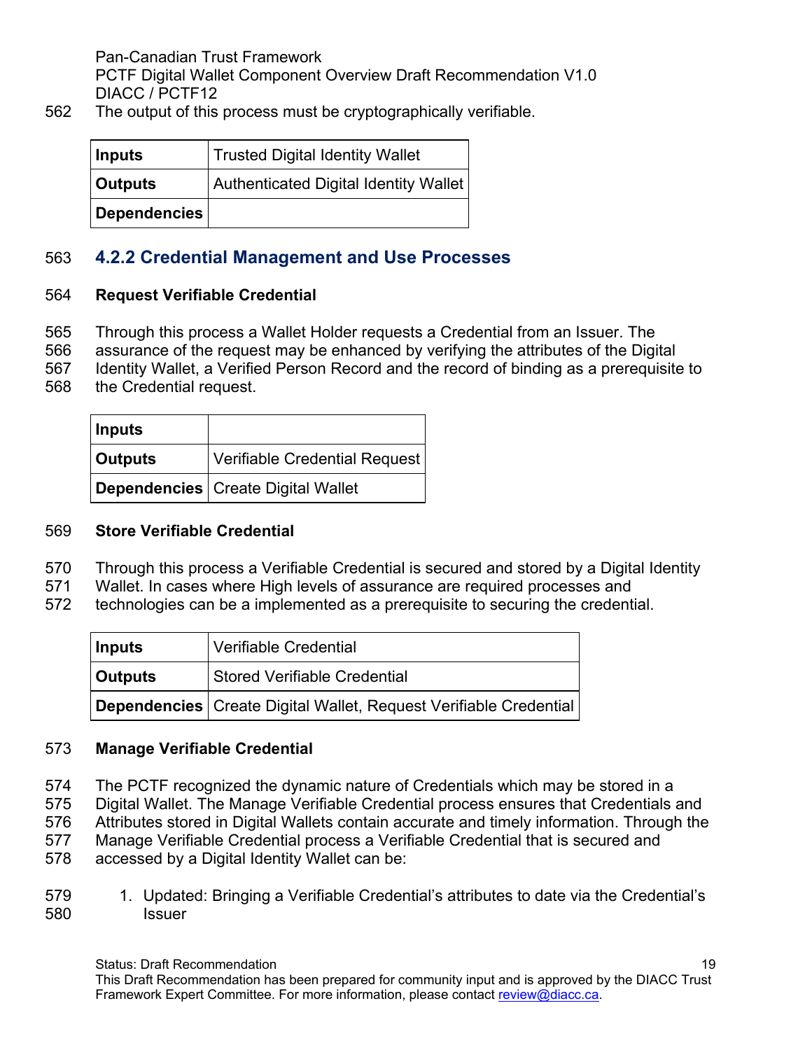The output of this process must be cryptographically verifiable.

| **Inputs** | Trusted Digital Identity Wallet |
|---|---|
| **Outputs** | Authenticated Digital Identity Wallet |
| **Dependencies** | |

### 4.2.2 Credential Management and Use Processes

**Request Verifiable Credential**

Through this process a Wallet Holder requests a Credential from an Issuer. The assurance of the request may be enhanced by verifying the attributes of the Digital Identity Wallet, a Verified Person Record and the record of binding as a prerequisite to the Credential request.

| **Inputs** | |
|---|---|
| **Outputs** | Verifiable Credential Request |
| **Dependencies** | Create Digital Wallet |

**Store Verifiable Credential**

Through this process a Verifiable Credential is secured and stored by a Digital Identity Wallet. In cases where High levels of assurance are required processes and technologies can be a implemented as a prerequisite to securing the credential.

| **Inputs** | Verifiable Credential |
|---|---|
| **Outputs** | Stored Verifiable Credential |
| **Dependencies** | Create Digital Wallet, Request Verifiable Credential |

**Manage Verifiable Credential**

The PCTF recognized the dynamic nature of Credentials which may be stored in a Digital Wallet. The Manage Verifiable Credential process ensures that Credentials and Attributes stored in Digital Wallets contain accurate and timely information. Through the Manage Verifiable Credential process a Verifiable Credential that is secured and accessed by a Digital Identity Wallet can be:

1. Updated: Bringing a Verifiable Credential's attributes to date via the Credential's Issuer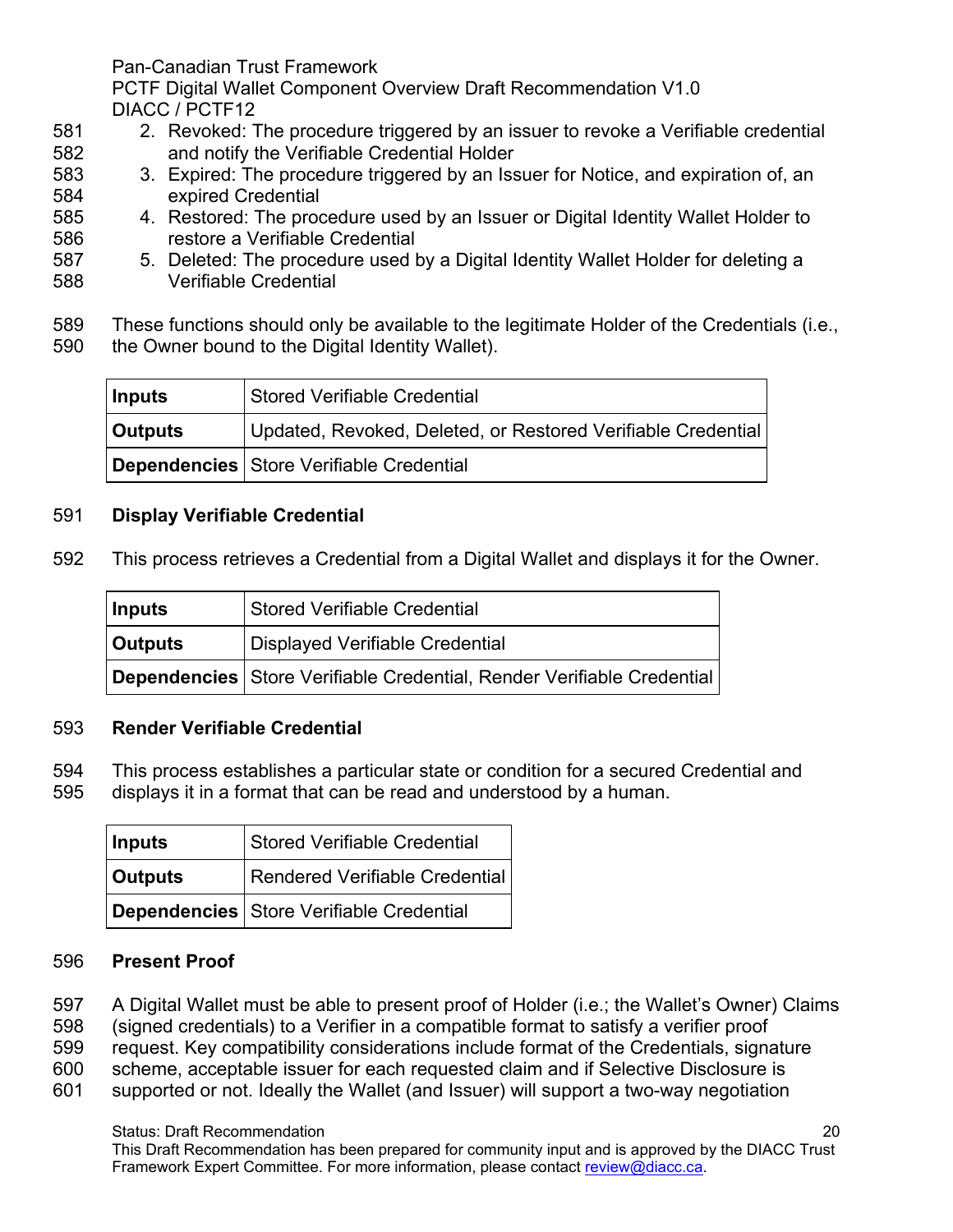2. Revoked: The procedure triggered by an issuer to revoke a Verifiable credential and notify the Verifiable Credential Holder
3. Expired: The procedure triggered by an Issuer for Notice, and expiration of, an expired Credential
4. Restored: The procedure used by an Issuer or Digital Identity Wallet Holder to restore a Verifiable Credential
5. Deleted: The procedure used by a Digital Identity Wallet Holder for deleting a Verifiable Credential

These functions should only be available to the legitimate Holder of the Credentials (i.e., the Owner bound to the Digital Identity Wallet).

| **Inputs** | Stored Verifiable Credential |
|---|---|
| **Outputs** | Updated, Revoked, Deleted, or Restored Verifiable Credential |
| **Dependencies** | Store Verifiable Credential |

**Display Verifiable Credential**

This process retrieves a Credential from a Digital Wallet and displays it for the Owner.

| **Inputs** | Stored Verifiable Credential |
|---|---|
| **Outputs** | Displayed Verifiable Credential |
| **Dependencies** | Store Verifiable Credential, Render Verifiable Credential |

**Render Verifiable Credential**

This process establishes a particular state or condition for a secured Credential and displays it in a format that can be read and understood by a human.

| **Inputs** | Stored Verifiable Credential |
|---|---|
| **Outputs** | Rendered Verifiable Credential |
| **Dependencies** | Store Verifiable Credential |

**Present Proof**

A Digital Wallet must be able to present proof of Holder (i.e.; the Wallet's Owner) Claims (signed credentials) to a Verifier in a compatible format to satisfy a verifier proof request. Key compatibility considerations include format of the Credentials, signature scheme, acceptable issuer for each requested claim and if Selective Disclosure is supported or not. Ideally the Wallet (and Issuer) will support a two-way negotiation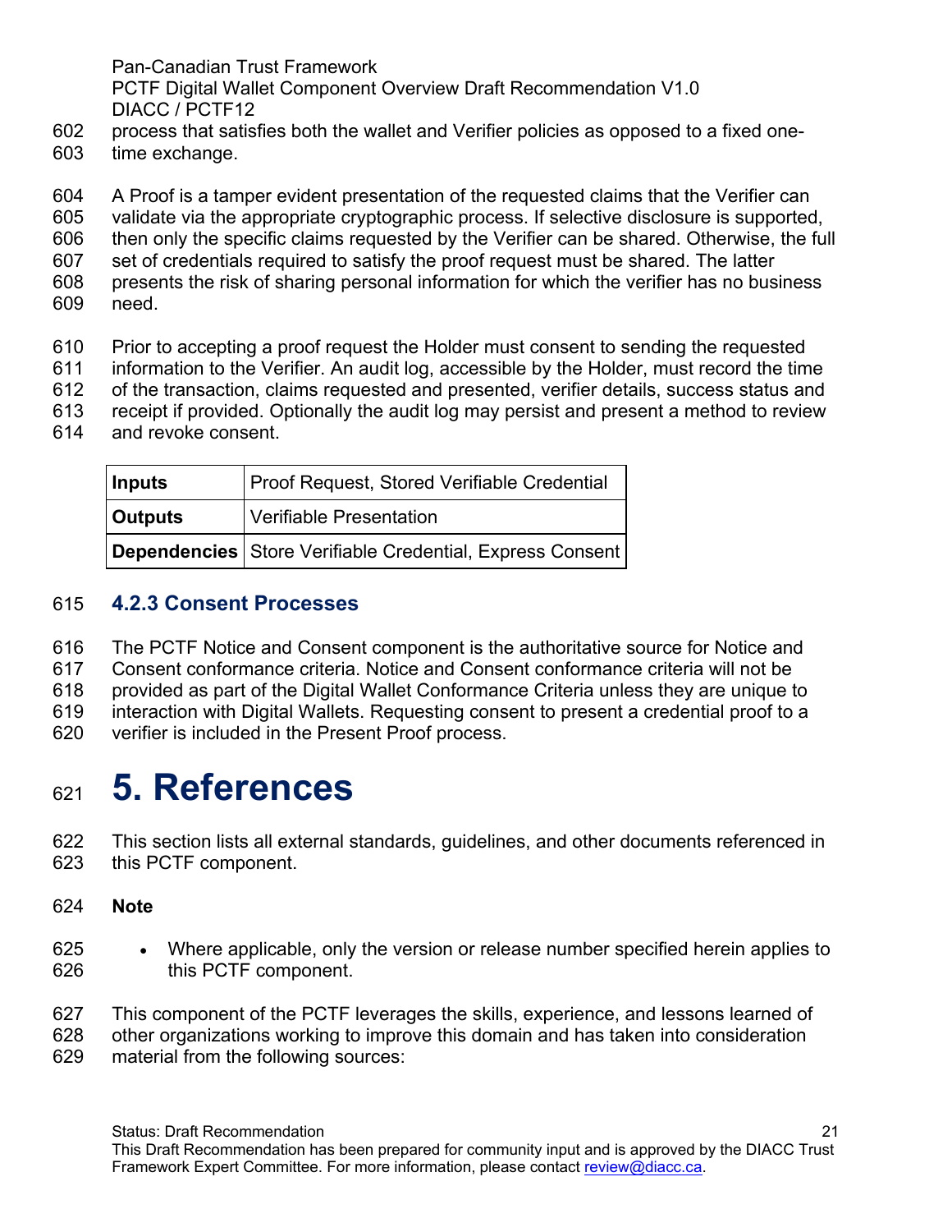process that satisfies both the wallet and Verifier policies as opposed to a fixed one-time exchange.

A Proof is a tamper evident presentation of the requested claims that the Verifier can validate via the appropriate cryptographic process. If selective disclosure is supported, then only the specific claims requested by the Verifier can be shared. Otherwise, the full set of credentials required to satisfy the proof request must be shared. The latter presents the risk of sharing personal information for which the verifier has no business need.

Prior to accepting a proof request the Holder must consent to sending the requested information to the Verifier. An audit log, accessible by the Holder, must record the time of the transaction, claims requested and presented, verifier details, success status and receipt if provided. Optionally the audit log may persist and present a method to review and revoke consent.

| **Inputs** | Proof Request, Stored Verifiable Credential |
|---|---|
| **Outputs** | Verifiable Presentation |
| **Dependencies** | Store Verifiable Credential, Express Consent |

### 4.2.3 Consent Processes

The PCTF Notice and Consent component is the authoritative source for Notice and Consent conformance criteria. Notice and Consent conformance criteria will not be provided as part of the Digital Wallet Conformance Criteria unless they are unique to interaction with Digital Wallets. Requesting consent to present a credential proof to a verifier is included in the Present Proof process.

# 5. References

This section lists all external standards, guidelines, and other documents referenced in this PCTF component.

**Note**

- Where applicable, only the version or release number specified herein applies to this PCTF component.

This component of the PCTF leverages the skills, experience, and lessons learned of other organizations working to improve this domain and has taken into consideration material from the following sources: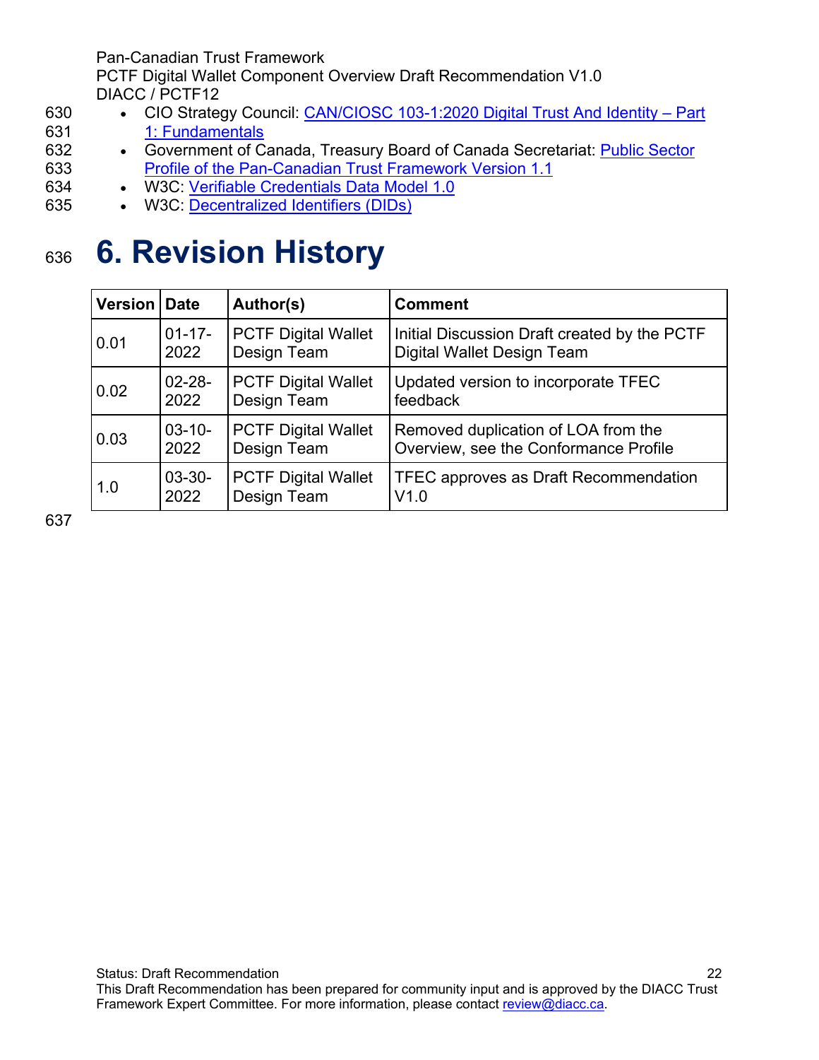- CIO Strategy Council: [CAN/CIOSC 103-1:2020 Digital Trust And Identity – Part 1: Fundamentals]()
- Government of Canada, Treasury Board of Canada Secretariat: [Public Sector Profile of the Pan-Canadian Trust Framework Version 1.1]()
- W3C: [Verifiable Credentials Data Model 1.0]()
- W3C: [Decentralized Identifiers (DIDs)]()

# 6. Revision History

| Version | Date | Author(s) | Comment |
|---|---|---|---|
| 0.01 | 01-17-2022 | PCTF Digital Wallet Design Team | Initial Discussion Draft created by the PCTF Digital Wallet Design Team |
| 0.02 | 02-28-2022 | PCTF Digital Wallet Design Team | Updated version to incorporate TFEC feedback |
| 0.03 | 03-10-2022 | PCTF Digital Wallet Design Team | Removed duplication of LOA from the Overview, see the Conformance Profile |
| 1.0 | 03-30-2022 | PCTF Digital Wallet Design Team | TFEC approves as Draft Recommendation V1.0 |